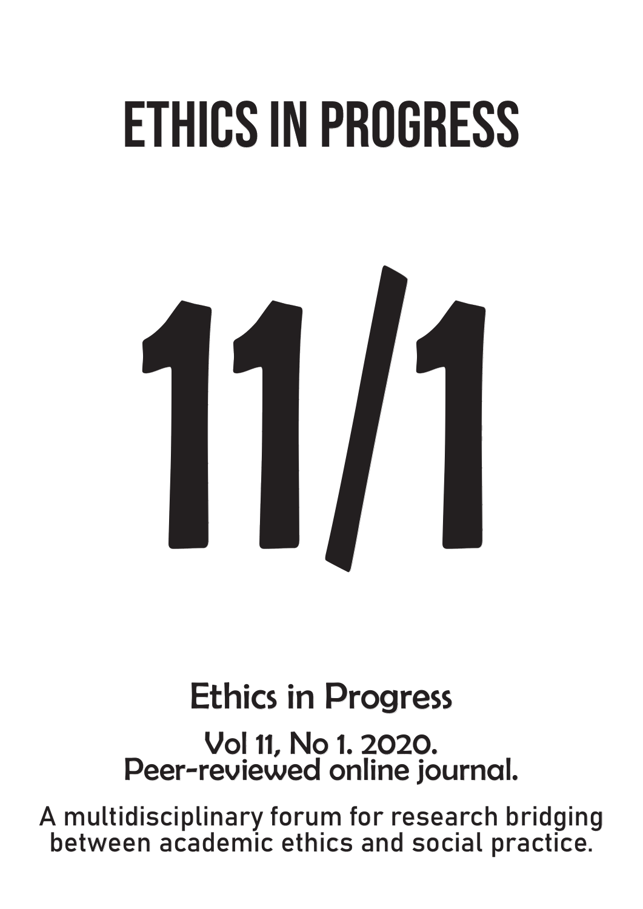# ETHICS IN PROGRESS

# 11/1

## Ethics in Progress

### Vol 11, No 1. 2020.
### Peer-reviewed online journal.

A multidisciplinary forum for research bridging between academic ethics and social practice.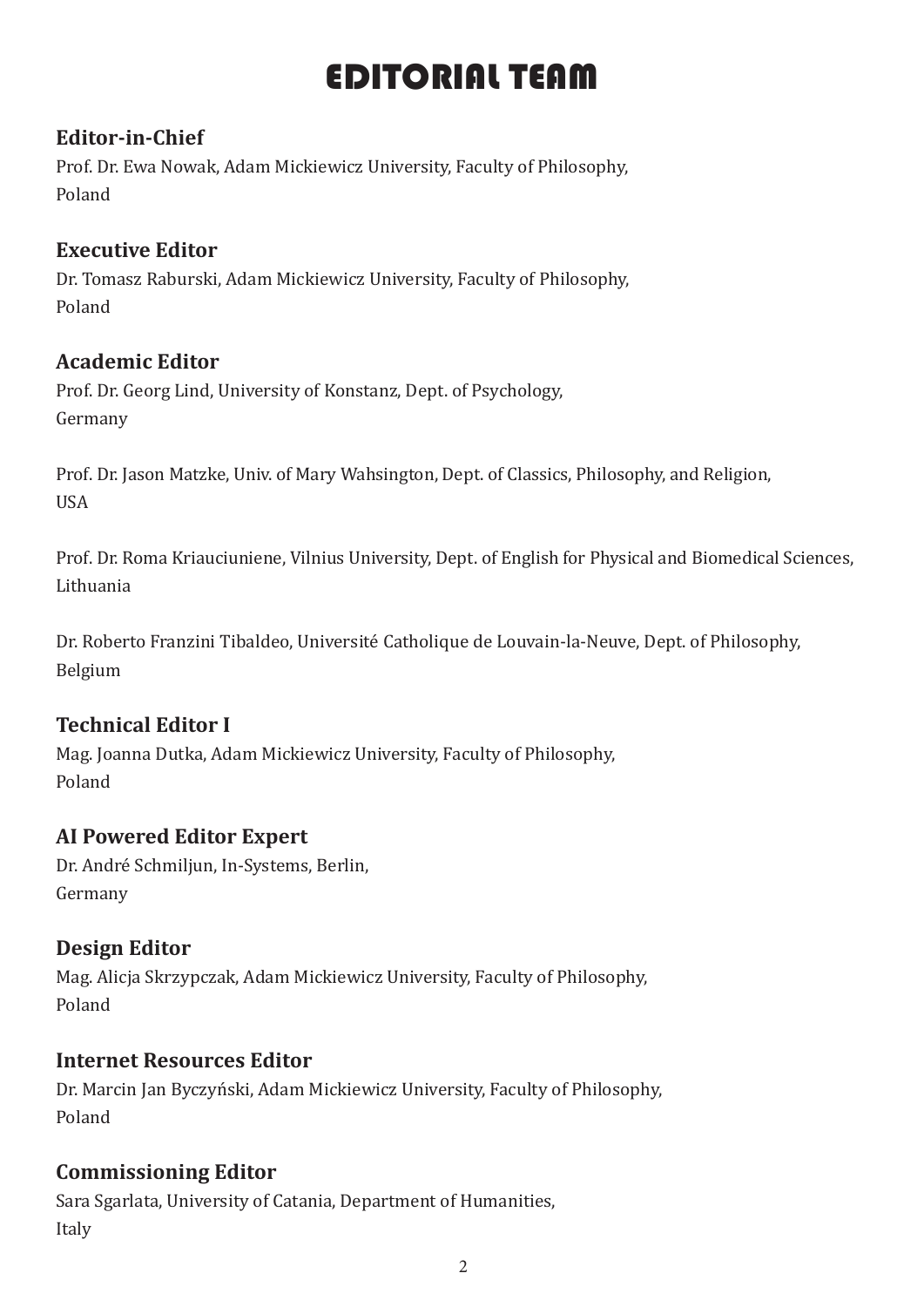# EDITORIAL TEAM

**Editor-in-Chief**
Prof. Dr. Ewa Nowak, Adam Mickiewicz University, Faculty of Philosophy,
Poland

**Executive Editor**
Dr. Tomasz Raburski, Adam Mickiewicz University, Faculty of Philosophy,
Poland

**Academic Editor**
Prof. Dr. Georg Lind, University of Konstanz, Dept. of Psychology,
Germany

Prof. Dr. Jason Matzke, Univ. of Mary Wahsington, Dept. of Classics, Philosophy, and Religion,
USA

Prof. Dr. Roma Kriauciuniene, Vilnius University, Dept. of English for Physical and Biomedical Sciences,
Lithuania

Dr. Roberto Franzini Tibaldeo, Université Catholique de Louvain-la-Neuve, Dept. of Philosophy,
Belgium

**Technical Editor I**
Mag. Joanna Dutka, Adam Mickiewicz University, Faculty of Philosophy,
Poland

**AI Powered Editor Expert**
Dr. André Schmiljun, In-Systems, Berlin,
Germany

**Design Editor**
Mag. Alicja Skrzypczak, Adam Mickiewicz University, Faculty of Philosophy,
Poland

**Internet Resources Editor**
Dr. Marcin Jan Byczyński, Adam Mickiewicz University, Faculty of Philosophy,
Poland

**Commissioning Editor**
Sara Sgarlata, University of Catania, Department of Humanities,
Italy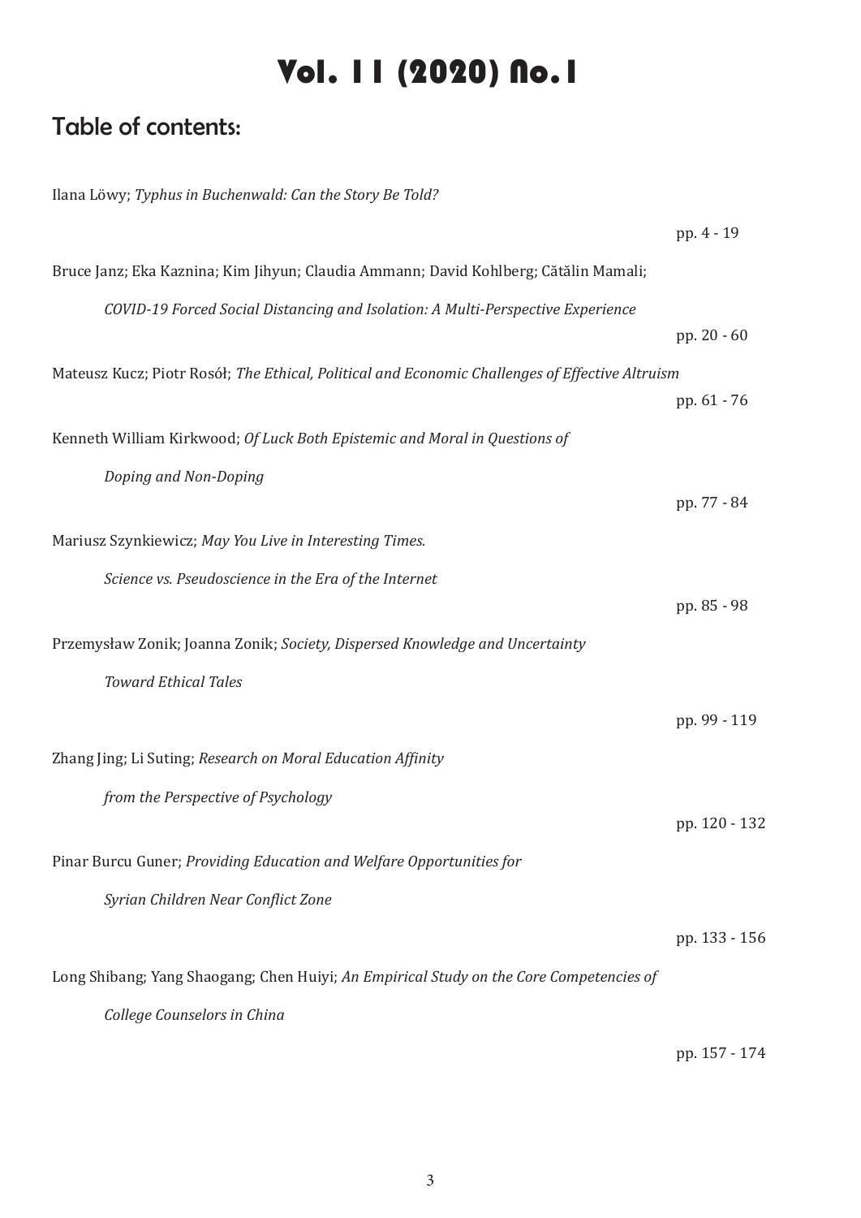# Vol. 11 (2020) No.1

## Table of contents:

Ilana Löwy; *Typhus in Buchenwald: Can the Story Be Told?*

pp. 4 - 19

Bruce Janz; Eka Kaznina; Kim Jihyun; Claudia Ammann; David Kohlberg; Cătălin Mamali;

*COVID-19 Forced Social Distancing and Isolation: A Multi-Perspective Experience*

pp. 20 - 60

Mateusz Kucz; Piotr Rosół; *The Ethical, Political and Economic Challenges of Effective Altruism*

pp. 61 - 76

Kenneth William Kirkwood; *Of Luck Both Epistemic and Moral in Questions of Doping and Non-Doping*

pp. 77 - 84

Mariusz Szynkiewicz; *May You Live in Interesting Times. Science vs. Pseudoscience in the Era of the Internet*

pp. 85 - 98

Przemysław Zonik; Joanna Zonik; *Society, Dispersed Knowledge and Uncertainty Toward Ethical Tales*

pp. 99 - 119

Zhang Jing; Li Suting; *Research on Moral Education Affinity from the Perspective of Psychology*

pp. 120 - 132

Pinar Burcu Guner; *Providing Education and Welfare Opportunities for Syrian Children Near Conflict Zone*

pp. 133 - 156

Long Shibang; Yang Shaogang; Chen Huiyi; *An Empirical Study on the Core Competencies of College Counselors in China*

pp. 157 - 174